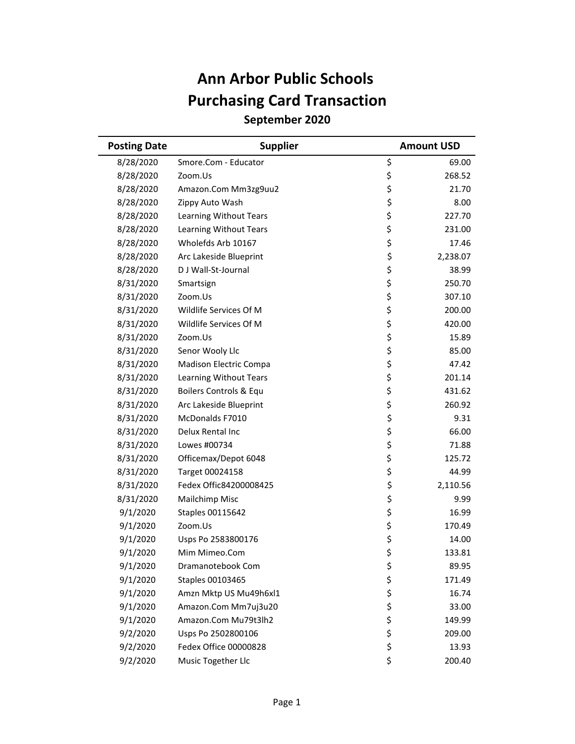# Ann Arbor Public Schools
# Purchasing Card Transaction
### September 2020

| Posting Date | Supplier | Amount USD |
|---|---|---|
| 8/28/2020 | Smore.Com - Educator | $ 69.00 |
| 8/28/2020 | Zoom.Us | $ 268.52 |
| 8/28/2020 | Amazon.Com Mm3zg9uu2 | $ 21.70 |
| 8/28/2020 | Zippy Auto Wash | $ 8.00 |
| 8/28/2020 | Learning Without Tears | $ 227.70 |
| 8/28/2020 | Learning Without Tears | $ 231.00 |
| 8/28/2020 | Wholefds Arb 10167 | $ 17.46 |
| 8/28/2020 | Arc Lakeside Blueprint | $ 2,238.07 |
| 8/28/2020 | D J Wall-St-Journal | $ 38.99 |
| 8/31/2020 | Smartsign | $ 250.70 |
| 8/31/2020 | Zoom.Us | $ 307.10 |
| 8/31/2020 | Wildlife Services Of M | $ 200.00 |
| 8/31/2020 | Wildlife Services Of M | $ 420.00 |
| 8/31/2020 | Zoom.Us | $ 15.89 |
| 8/31/2020 | Senor Wooly Llc | $ 85.00 |
| 8/31/2020 | Madison Electric Compa | $ 47.42 |
| 8/31/2020 | Learning Without Tears | $ 201.14 |
| 8/31/2020 | Boilers Controls & Equ | $ 431.62 |
| 8/31/2020 | Arc Lakeside Blueprint | $ 260.92 |
| 8/31/2020 | McDonalds F7010 | $ 9.31 |
| 8/31/2020 | Delux Rental Inc | $ 66.00 |
| 8/31/2020 | Lowes #00734 | $ 71.88 |
| 8/31/2020 | Officemax/Depot 6048 | $ 125.72 |
| 8/31/2020 | Target 00024158 | $ 44.99 |
| 8/31/2020 | Fedex Offic84200008425 | $ 2,110.56 |
| 8/31/2020 | Mailchimp Misc | $ 9.99 |
| 9/1/2020 | Staples 00115642 | $ 16.99 |
| 9/1/2020 | Zoom.Us | $ 170.49 |
| 9/1/2020 | Usps Po 2583800176 | $ 14.00 |
| 9/1/2020 | Mim Mimeo.Com | $ 133.81 |
| 9/1/2020 | Dramanotebook Com | $ 89.95 |
| 9/1/2020 | Staples 00103465 | $ 171.49 |
| 9/1/2020 | Amzn Mktp US Mu49h6xl1 | $ 16.74 |
| 9/1/2020 | Amazon.Com Mm7uj3u20 | $ 33.00 |
| 9/1/2020 | Amazon.Com Mu79t3lh2 | $ 149.99 |
| 9/2/2020 | Usps Po 2502800106 | $ 209.00 |
| 9/2/2020 | Fedex Office 00000828 | $ 13.93 |
| 9/2/2020 | Music Together Llc | $ 200.40 |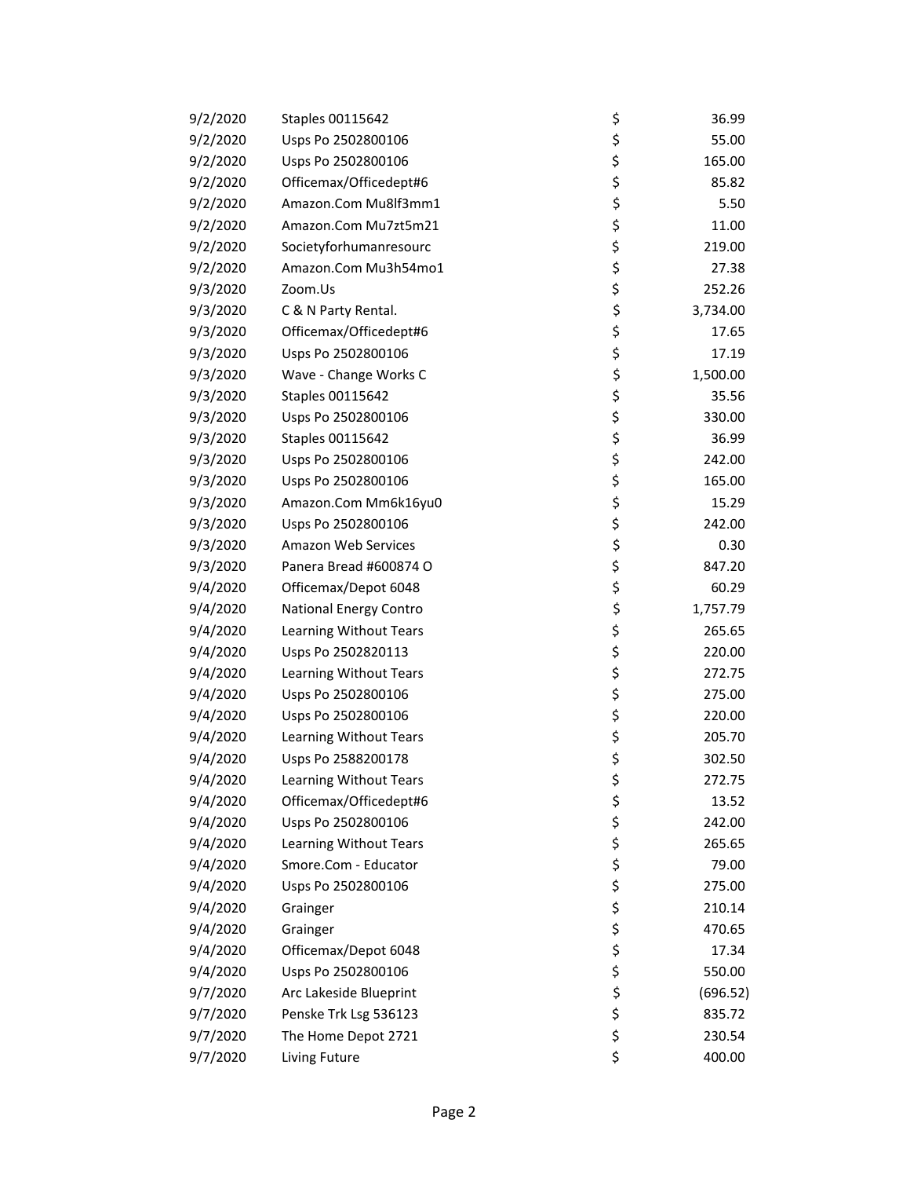| | | | |
|---|---|---|---|
| 9/2/2020 | Staples 00115642 | $ | 36.99 |
| 9/2/2020 | Usps Po 2502800106 | $ | 55.00 |
| 9/2/2020 | Usps Po 2502800106 | $ | 165.00 |
| 9/2/2020 | Officemax/Officedept#6 | $ | 85.82 |
| 9/2/2020 | Amazon.Com Mu8lf3mm1 | $ | 5.50 |
| 9/2/2020 | Amazon.Com Mu7zt5m21 | $ | 11.00 |
| 9/2/2020 | Societyforhumanresourc | $ | 219.00 |
| 9/2/2020 | Amazon.Com Mu3h54mo1 | $ | 27.38 |
| 9/3/2020 | Zoom.Us | $ | 252.26 |
| 9/3/2020 | C & N Party Rental. | $ | 3,734.00 |
| 9/3/2020 | Officemax/Officedept#6 | $ | 17.65 |
| 9/3/2020 | Usps Po 2502800106 | $ | 17.19 |
| 9/3/2020 | Wave - Change Works C | $ | 1,500.00 |
| 9/3/2020 | Staples 00115642 | $ | 35.56 |
| 9/3/2020 | Usps Po 2502800106 | $ | 330.00 |
| 9/3/2020 | Staples 00115642 | $ | 36.99 |
| 9/3/2020 | Usps Po 2502800106 | $ | 242.00 |
| 9/3/2020 | Usps Po 2502800106 | $ | 165.00 |
| 9/3/2020 | Amazon.Com Mm6k16yu0 | $ | 15.29 |
| 9/3/2020 | Usps Po 2502800106 | $ | 242.00 |
| 9/3/2020 | Amazon Web Services | $ | 0.30 |
| 9/3/2020 | Panera Bread #600874 O | $ | 847.20 |
| 9/4/2020 | Officemax/Depot 6048 | $ | 60.29 |
| 9/4/2020 | National Energy Contro | $ | 1,757.79 |
| 9/4/2020 | Learning Without Tears | $ | 265.65 |
| 9/4/2020 | Usps Po 2502820113 | $ | 220.00 |
| 9/4/2020 | Learning Without Tears | $ | 272.75 |
| 9/4/2020 | Usps Po 2502800106 | $ | 275.00 |
| 9/4/2020 | Usps Po 2502800106 | $ | 220.00 |
| 9/4/2020 | Learning Without Tears | $ | 205.70 |
| 9/4/2020 | Usps Po 2588200178 | $ | 302.50 |
| 9/4/2020 | Learning Without Tears | $ | 272.75 |
| 9/4/2020 | Officemax/Officedept#6 | $ | 13.52 |
| 9/4/2020 | Usps Po 2502800106 | $ | 242.00 |
| 9/4/2020 | Learning Without Tears | $ | 265.65 |
| 9/4/2020 | Smore.Com - Educator | $ | 79.00 |
| 9/4/2020 | Usps Po 2502800106 | $ | 275.00 |
| 9/4/2020 | Grainger | $ | 210.14 |
| 9/4/2020 | Grainger | $ | 470.65 |
| 9/4/2020 | Officemax/Depot 6048 | $ | 17.34 |
| 9/4/2020 | Usps Po 2502800106 | $ | 550.00 |
| 9/7/2020 | Arc Lakeside Blueprint | $ | (696.52) |
| 9/7/2020 | Penske Trk Lsg 536123 | $ | 835.72 |
| 9/7/2020 | The Home Depot 2721 | $ | 230.54 |
| 9/7/2020 | Living Future | $ | 400.00 |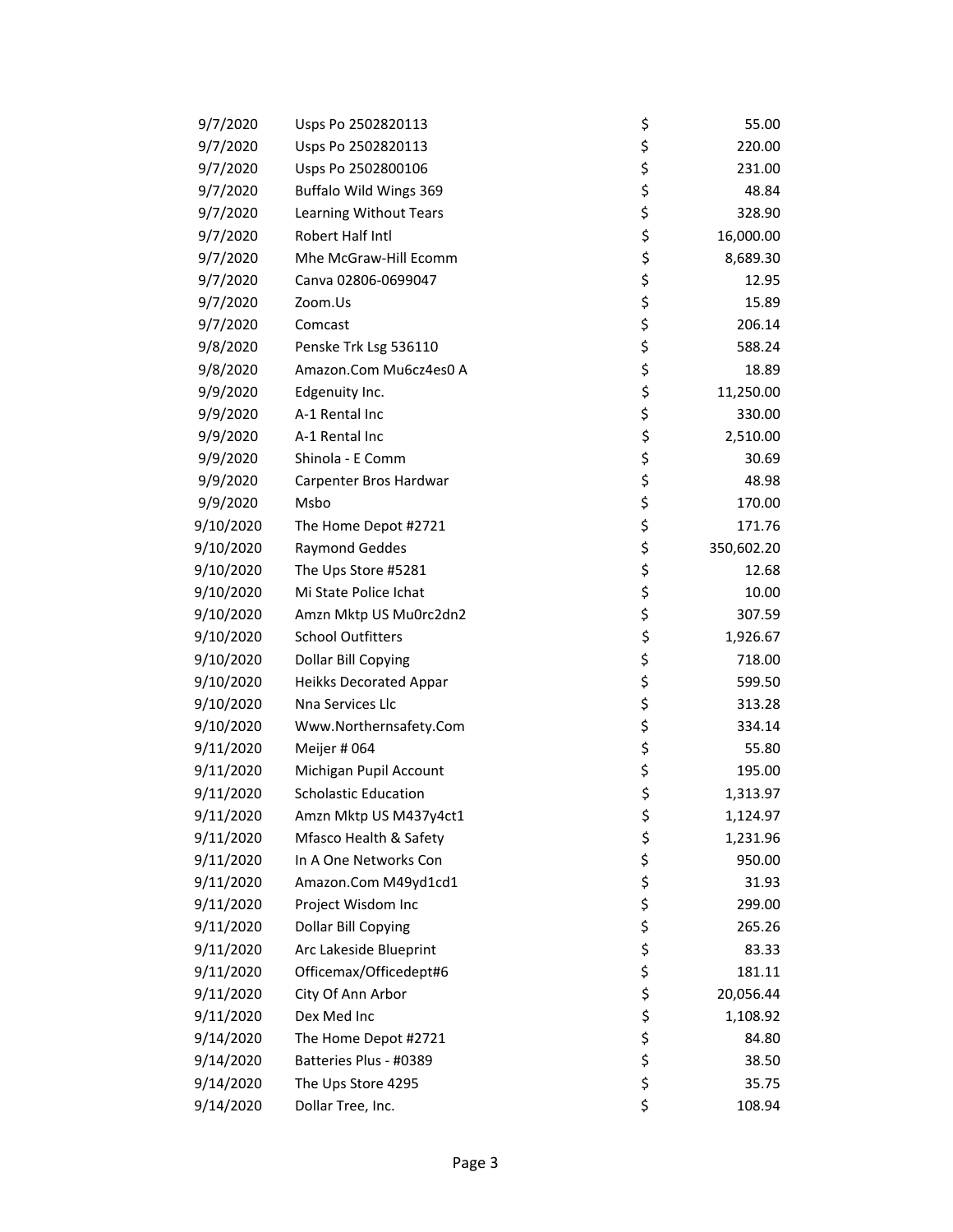| | | | |
|---|---|---|---|
| 9/7/2020 | Usps Po 2502820113 | $ | 55.00 |
| 9/7/2020 | Usps Po 2502820113 | $ | 220.00 |
| 9/7/2020 | Usps Po 2502800106 | $ | 231.00 |
| 9/7/2020 | Buffalo Wild Wings 369 | $ | 48.84 |
| 9/7/2020 | Learning Without Tears | $ | 328.90 |
| 9/7/2020 | Robert Half Intl | $ | 16,000.00 |
| 9/7/2020 | Mhe McGraw-Hill Ecomm | $ | 8,689.30 |
| 9/7/2020 | Canva 02806-0699047 | $ | 12.95 |
| 9/7/2020 | Zoom.Us | $ | 15.89 |
| 9/7/2020 | Comcast | $ | 206.14 |
| 9/8/2020 | Penske Trk Lsg 536110 | $ | 588.24 |
| 9/8/2020 | Amazon.Com Mu6cz4es0 A | $ | 18.89 |
| 9/9/2020 | Edgenuity Inc. | $ | 11,250.00 |
| 9/9/2020 | A-1 Rental Inc | $ | 330.00 |
| 9/9/2020 | A-1 Rental Inc | $ | 2,510.00 |
| 9/9/2020 | Shinola - E Comm | $ | 30.69 |
| 9/9/2020 | Carpenter Bros Hardwar | $ | 48.98 |
| 9/9/2020 | Msbo | $ | 170.00 |
| 9/10/2020 | The Home Depot #2721 | $ | 171.76 |
| 9/10/2020 | Raymond Geddes | $ | 350,602.20 |
| 9/10/2020 | The Ups Store #5281 | $ | 12.68 |
| 9/10/2020 | Mi State Police Ichat | $ | 10.00 |
| 9/10/2020 | Amzn Mktp US Mu0rc2dn2 | $ | 307.59 |
| 9/10/2020 | School Outfitters | $ | 1,926.67 |
| 9/10/2020 | Dollar Bill Copying | $ | 718.00 |
| 9/10/2020 | Heikks Decorated Appar | $ | 599.50 |
| 9/10/2020 | Nna Services Llc | $ | 313.28 |
| 9/10/2020 | Www.Northernsafety.Com | $ | 334.14 |
| 9/11/2020 | Meijer # 064 | $ | 55.80 |
| 9/11/2020 | Michigan Pupil Account | $ | 195.00 |
| 9/11/2020 | Scholastic Education | $ | 1,313.97 |
| 9/11/2020 | Amzn Mktp US M437y4ct1 | $ | 1,124.97 |
| 9/11/2020 | Mfasco Health & Safety | $ | 1,231.96 |
| 9/11/2020 | In A One Networks Con | $ | 950.00 |
| 9/11/2020 | Amazon.Com M49yd1cd1 | $ | 31.93 |
| 9/11/2020 | Project Wisdom Inc | $ | 299.00 |
| 9/11/2020 | Dollar Bill Copying | $ | 265.26 |
| 9/11/2020 | Arc Lakeside Blueprint | $ | 83.33 |
| 9/11/2020 | Officemax/Officedept#6 | $ | 181.11 |
| 9/11/2020 | City Of Ann Arbor | $ | 20,056.44 |
| 9/11/2020 | Dex Med Inc | $ | 1,108.92 |
| 9/14/2020 | The Home Depot #2721 | $ | 84.80 |
| 9/14/2020 | Batteries Plus - #0389 | $ | 38.50 |
| 9/14/2020 | The Ups Store 4295 | $ | 35.75 |
| 9/14/2020 | Dollar Tree, Inc. | $ | 108.94 |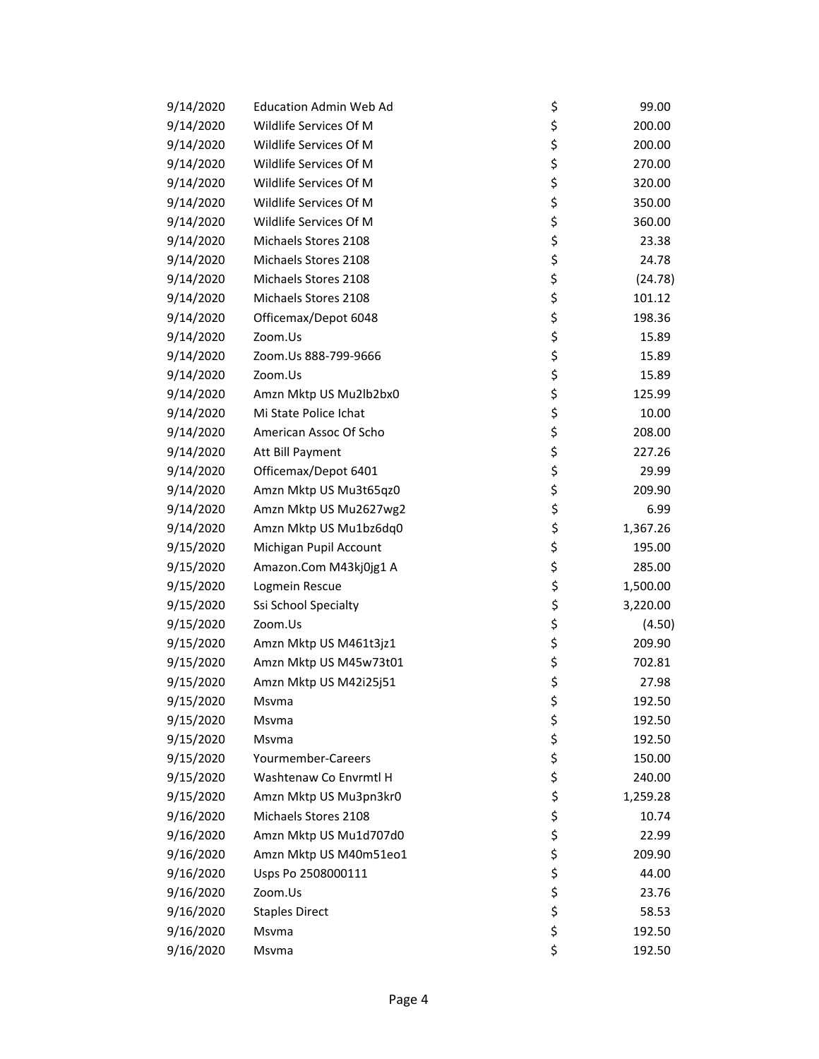| | | | |
|---|---|---|---|
| 9/14/2020 | Education Admin Web Ad | $ | 99.00 |
| 9/14/2020 | Wildlife Services Of M | $ | 200.00 |
| 9/14/2020 | Wildlife Services Of M | $ | 200.00 |
| 9/14/2020 | Wildlife Services Of M | $ | 270.00 |
| 9/14/2020 | Wildlife Services Of M | $ | 320.00 |
| 9/14/2020 | Wildlife Services Of M | $ | 350.00 |
| 9/14/2020 | Wildlife Services Of M | $ | 360.00 |
| 9/14/2020 | Michaels Stores 2108 | $ | 23.38 |
| 9/14/2020 | Michaels Stores 2108 | $ | 24.78 |
| 9/14/2020 | Michaels Stores 2108 | $ | (24.78) |
| 9/14/2020 | Michaels Stores 2108 | $ | 101.12 |
| 9/14/2020 | Officemax/Depot 6048 | $ | 198.36 |
| 9/14/2020 | Zoom.Us | $ | 15.89 |
| 9/14/2020 | Zoom.Us 888-799-9666 | $ | 15.89 |
| 9/14/2020 | Zoom.Us | $ | 15.89 |
| 9/14/2020 | Amzn Mktp US Mu2lb2bx0 | $ | 125.99 |
| 9/14/2020 | Mi State Police Ichat | $ | 10.00 |
| 9/14/2020 | American Assoc Of Scho | $ | 208.00 |
| 9/14/2020 | Att Bill Payment | $ | 227.26 |
| 9/14/2020 | Officemax/Depot 6401 | $ | 29.99 |
| 9/14/2020 | Amzn Mktp US Mu3t65qz0 | $ | 209.90 |
| 9/14/2020 | Amzn Mktp US Mu2627wg2 | $ | 6.99 |
| 9/14/2020 | Amzn Mktp US Mu1bz6dq0 | $ | 1,367.26 |
| 9/15/2020 | Michigan Pupil Account | $ | 195.00 |
| 9/15/2020 | Amazon.Com M43kj0jg1 A | $ | 285.00 |
| 9/15/2020 | Logmein Rescue | $ | 1,500.00 |
| 9/15/2020 | Ssi School Specialty | $ | 3,220.00 |
| 9/15/2020 | Zoom.Us | $ | (4.50) |
| 9/15/2020 | Amzn Mktp US M461t3jz1 | $ | 209.90 |
| 9/15/2020 | Amzn Mktp US M45w73t01 | $ | 702.81 |
| 9/15/2020 | Amzn Mktp US M42i25j51 | $ | 27.98 |
| 9/15/2020 | Msvma | $ | 192.50 |
| 9/15/2020 | Msvma | $ | 192.50 |
| 9/15/2020 | Msvma | $ | 192.50 |
| 9/15/2020 | Yourmember-Careers | $ | 150.00 |
| 9/15/2020 | Washtenaw Co Envrmtl H | $ | 240.00 |
| 9/15/2020 | Amzn Mktp US Mu3pn3kr0 | $ | 1,259.28 |
| 9/16/2020 | Michaels Stores 2108 | $ | 10.74 |
| 9/16/2020 | Amzn Mktp US Mu1d707d0 | $ | 22.99 |
| 9/16/2020 | Amzn Mktp US M40m51eo1 | $ | 209.90 |
| 9/16/2020 | Usps Po 2508000111 | $ | 44.00 |
| 9/16/2020 | Zoom.Us | $ | 23.76 |
| 9/16/2020 | Staples Direct | $ | 58.53 |
| 9/16/2020 | Msvma | $ | 192.50 |
| 9/16/2020 | Msvma | $ | 192.50 |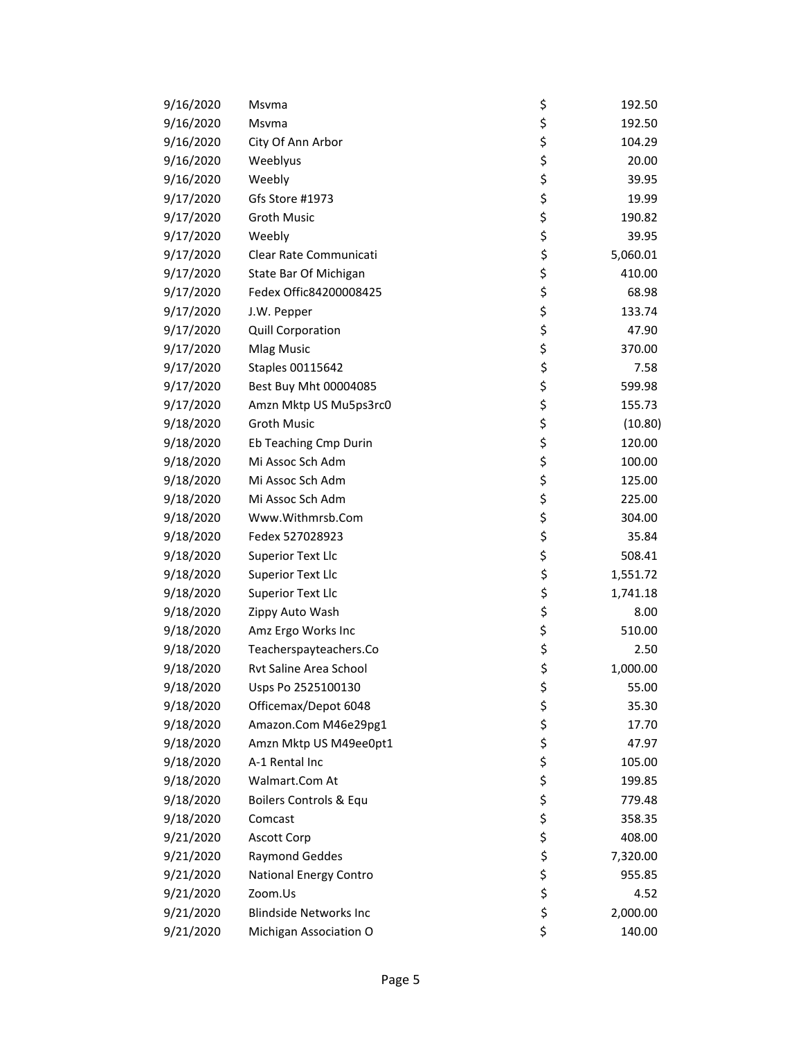| | | | |
|---|---|---|---|
| 9/16/2020 | Msvma | $ | 192.50 |
| 9/16/2020 | Msvma | $ | 192.50 |
| 9/16/2020 | City Of Ann Arbor | $ | 104.29 |
| 9/16/2020 | Weeblyus | $ | 20.00 |
| 9/16/2020 | Weebly | $ | 39.95 |
| 9/17/2020 | Gfs Store #1973 | $ | 19.99 |
| 9/17/2020 | Groth Music | $ | 190.82 |
| 9/17/2020 | Weebly | $ | 39.95 |
| 9/17/2020 | Clear Rate Communicati | $ | 5,060.01 |
| 9/17/2020 | State Bar Of Michigan | $ | 410.00 |
| 9/17/2020 | Fedex Offic84200008425 | $ | 68.98 |
| 9/17/2020 | J.W. Pepper | $ | 133.74 |
| 9/17/2020 | Quill Corporation | $ | 47.90 |
| 9/17/2020 | Mlag Music | $ | 370.00 |
| 9/17/2020 | Staples 00115642 | $ | 7.58 |
| 9/17/2020 | Best Buy Mht 00004085 | $ | 599.98 |
| 9/17/2020 | Amzn Mktp US Mu5ps3rc0 | $ | 155.73 |
| 9/18/2020 | Groth Music | $ | (10.80) |
| 9/18/2020 | Eb Teaching Cmp Durin | $ | 120.00 |
| 9/18/2020 | Mi Assoc Sch Adm | $ | 100.00 |
| 9/18/2020 | Mi Assoc Sch Adm | $ | 125.00 |
| 9/18/2020 | Mi Assoc Sch Adm | $ | 225.00 |
| 9/18/2020 | Www.Withmrsb.Com | $ | 304.00 |
| 9/18/2020 | Fedex 527028923 | $ | 35.84 |
| 9/18/2020 | Superior Text Llc | $ | 508.41 |
| 9/18/2020 | Superior Text Llc | $ | 1,551.72 |
| 9/18/2020 | Superior Text Llc | $ | 1,741.18 |
| 9/18/2020 | Zippy Auto Wash | $ | 8.00 |
| 9/18/2020 | Amz Ergo Works Inc | $ | 510.00 |
| 9/18/2020 | Teacherspayteachers.Co | $ | 2.50 |
| 9/18/2020 | Rvt Saline Area School | $ | 1,000.00 |
| 9/18/2020 | Usps Po 2525100130 | $ | 55.00 |
| 9/18/2020 | Officemax/Depot 6048 | $ | 35.30 |
| 9/18/2020 | Amazon.Com M46e29pg1 | $ | 17.70 |
| 9/18/2020 | Amzn Mktp US M49ee0pt1 | $ | 47.97 |
| 9/18/2020 | A-1 Rental Inc | $ | 105.00 |
| 9/18/2020 | Walmart.Com At | $ | 199.85 |
| 9/18/2020 | Boilers Controls & Equ | $ | 779.48 |
| 9/18/2020 | Comcast | $ | 358.35 |
| 9/21/2020 | Ascott Corp | $ | 408.00 |
| 9/21/2020 | Raymond Geddes | $ | 7,320.00 |
| 9/21/2020 | National Energy Contro | $ | 955.85 |
| 9/21/2020 | Zoom.Us | $ | 4.52 |
| 9/21/2020 | Blindside Networks Inc | $ | 2,000.00 |
| 9/21/2020 | Michigan Association O | $ | 140.00 |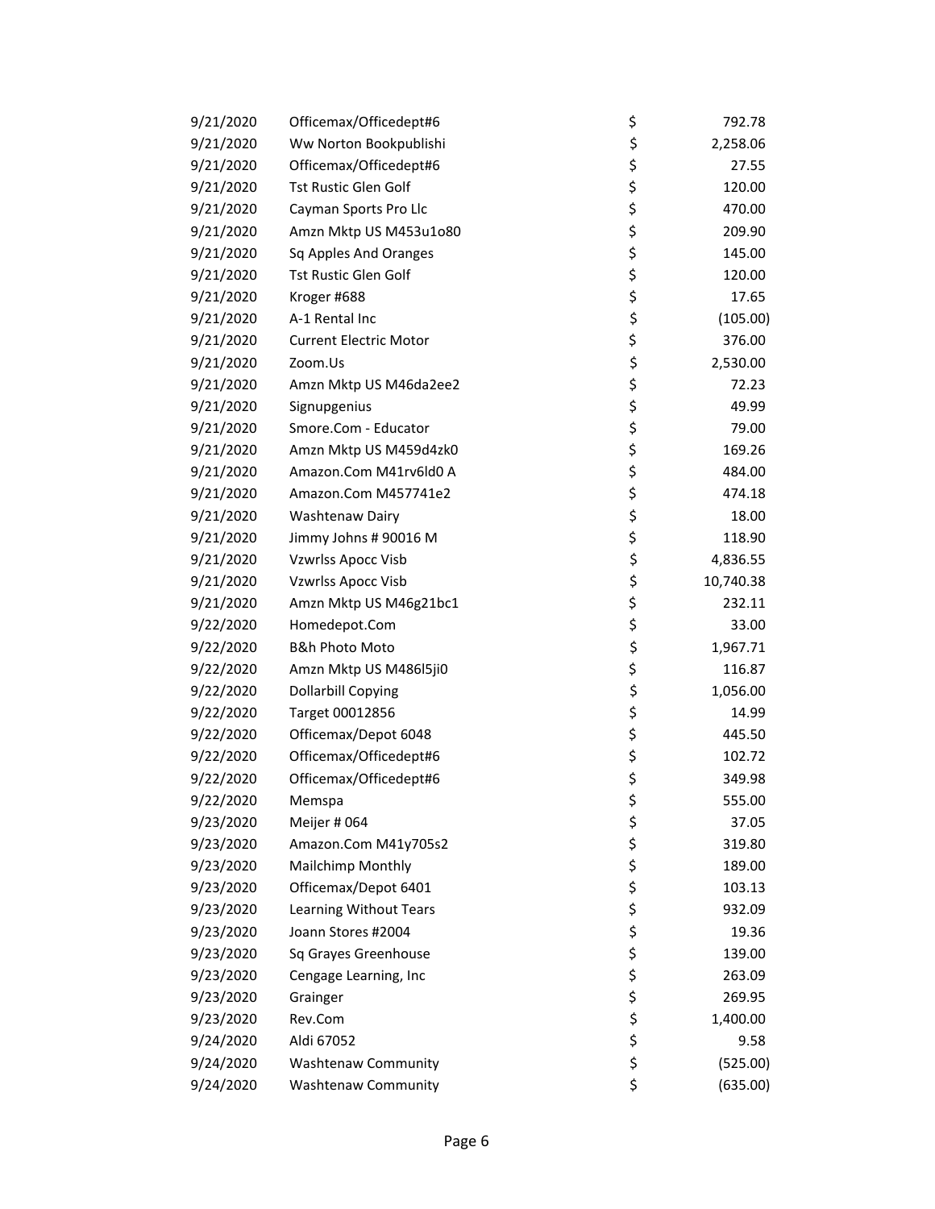| | | | |
|---|---|---|---|
| 9/21/2020 | Officemax/Officedept#6 | $ | 792.78 |
| 9/21/2020 | Ww Norton Bookpublishi | $ | 2,258.06 |
| 9/21/2020 | Officemax/Officedept#6 | $ | 27.55 |
| 9/21/2020 | Tst Rustic Glen Golf | $ | 120.00 |
| 9/21/2020 | Cayman Sports Pro Llc | $ | 470.00 |
| 9/21/2020 | Amzn Mktp US M453u1o80 | $ | 209.90 |
| 9/21/2020 | Sq Apples And Oranges | $ | 145.00 |
| 9/21/2020 | Tst Rustic Glen Golf | $ | 120.00 |
| 9/21/2020 | Kroger #688 | $ | 17.65 |
| 9/21/2020 | A-1 Rental Inc | $ | (105.00) |
| 9/21/2020 | Current Electric Motor | $ | 376.00 |
| 9/21/2020 | Zoom.Us | $ | 2,530.00 |
| 9/21/2020 | Amzn Mktp US M46da2ee2 | $ | 72.23 |
| 9/21/2020 | Signupgenius | $ | 49.99 |
| 9/21/2020 | Smore.Com - Educator | $ | 79.00 |
| 9/21/2020 | Amzn Mktp US M459d4zk0 | $ | 169.26 |
| 9/21/2020 | Amazon.Com M41rv6ld0 A | $ | 484.00 |
| 9/21/2020 | Amazon.Com M457741e2 | $ | 474.18 |
| 9/21/2020 | Washtenaw Dairy | $ | 18.00 |
| 9/21/2020 | Jimmy Johns # 90016 M | $ | 118.90 |
| 9/21/2020 | Vzwrlss Apocc Visb | $ | 4,836.55 |
| 9/21/2020 | Vzwrlss Apocc Visb | $ | 10,740.38 |
| 9/21/2020 | Amzn Mktp US M46g21bc1 | $ | 232.11 |
| 9/22/2020 | Homedepot.Com | $ | 33.00 |
| 9/22/2020 | B&h Photo Moto | $ | 1,967.71 |
| 9/22/2020 | Amzn Mktp US M486l5ji0 | $ | 116.87 |
| 9/22/2020 | Dollarbill Copying | $ | 1,056.00 |
| 9/22/2020 | Target 00012856 | $ | 14.99 |
| 9/22/2020 | Officemax/Depot 6048 | $ | 445.50 |
| 9/22/2020 | Officemax/Officedept#6 | $ | 102.72 |
| 9/22/2020 | Officemax/Officedept#6 | $ | 349.98 |
| 9/22/2020 | Memspa | $ | 555.00 |
| 9/23/2020 | Meijer # 064 | $ | 37.05 |
| 9/23/2020 | Amazon.Com M41y705s2 | $ | 319.80 |
| 9/23/2020 | Mailchimp Monthly | $ | 189.00 |
| 9/23/2020 | Officemax/Depot 6401 | $ | 103.13 |
| 9/23/2020 | Learning Without Tears | $ | 932.09 |
| 9/23/2020 | Joann Stores #2004 | $ | 19.36 |
| 9/23/2020 | Sq Grayes Greenhouse | $ | 139.00 |
| 9/23/2020 | Cengage Learning, Inc | $ | 263.09 |
| 9/23/2020 | Grainger | $ | 269.95 |
| 9/23/2020 | Rev.Com | $ | 1,400.00 |
| 9/24/2020 | Aldi 67052 | $ | 9.58 |
| 9/24/2020 | Washtenaw Community | $ | (525.00) |
| 9/24/2020 | Washtenaw Community | $ | (635.00) |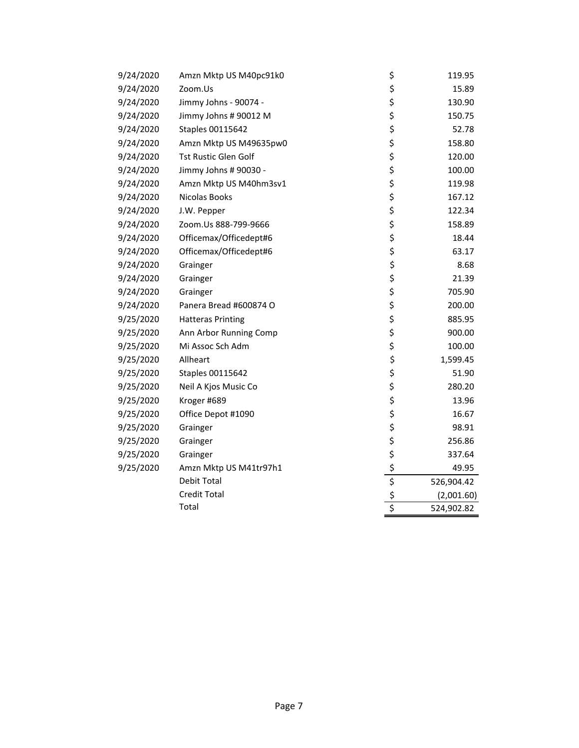| | | | |
|---|---|---|---|
| 9/24/2020 | Amzn Mktp US M40pc91k0 | $ | 119.95 |
| 9/24/2020 | Zoom.Us | $ | 15.89 |
| 9/24/2020 | Jimmy Johns - 90074 - | $ | 130.90 |
| 9/24/2020 | Jimmy Johns # 90012 M | $ | 150.75 |
| 9/24/2020 | Staples 00115642 | $ | 52.78 |
| 9/24/2020 | Amzn Mktp US M49635pw0 | $ | 158.80 |
| 9/24/2020 | Tst Rustic Glen Golf | $ | 120.00 |
| 9/24/2020 | Jimmy Johns # 90030 - | $ | 100.00 |
| 9/24/2020 | Amzn Mktp US M40hm3sv1 | $ | 119.98 |
| 9/24/2020 | Nicolas Books | $ | 167.12 |
| 9/24/2020 | J.W. Pepper | $ | 122.34 |
| 9/24/2020 | Zoom.Us 888-799-9666 | $ | 158.89 |
| 9/24/2020 | Officemax/Officedept#6 | $ | 18.44 |
| 9/24/2020 | Officemax/Officedept#6 | $ | 63.17 |
| 9/24/2020 | Grainger | $ | 8.68 |
| 9/24/2020 | Grainger | $ | 21.39 |
| 9/24/2020 | Grainger | $ | 705.90 |
| 9/24/2020 | Panera Bread #600874 O | $ | 200.00 |
| 9/25/2020 | Hatteras Printing | $ | 885.95 |
| 9/25/2020 | Ann Arbor Running Comp | $ | 900.00 |
| 9/25/2020 | Mi Assoc Sch Adm | $ | 100.00 |
| 9/25/2020 | Allheart | $ | 1,599.45 |
| 9/25/2020 | Staples 00115642 | $ | 51.90 |
| 9/25/2020 | Neil A Kjos Music Co | $ | 280.20 |
| 9/25/2020 | Kroger #689 | $ | 13.96 |
| 9/25/2020 | Office Depot #1090 | $ | 16.67 |
| 9/25/2020 | Grainger | $ | 98.91 |
| 9/25/2020 | Grainger | $ | 256.86 |
| 9/25/2020 | Grainger | $ | 337.64 |
| 9/25/2020 | Amzn Mktp US M41tr97h1 | $ | 49.95 |
| | Debit Total | $ | 526,904.42 |
| | Credit Total | $ | (2,001.60) |
| | Total | $ | 524,902.82 |